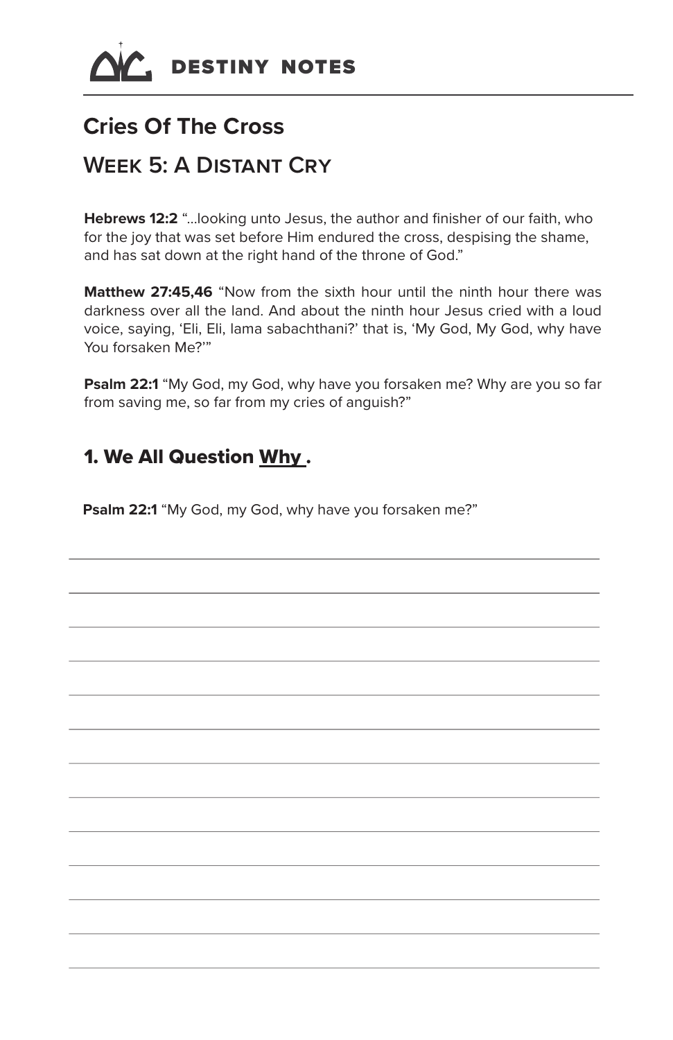# DESTINY NOTES

## Cries Of The Cross

## Week 5: A Distant Cry

**Hebrews 12:2** "...looking unto Jesus, the author and finisher of our faith, who for the joy that was set before Him endured the cross, despising the shame, and has sat down at the right hand of the throne of God."

**Matthew 27:45,46** "Now from the sixth hour until the ninth hour there was darkness over all the land. And about the ninth hour Jesus cried with a loud voice, saying, 'Eli, Eli, lama sabachthani?' that is, 'My God, My God, why have You forsaken Me?'"

**Psalm 22:1** "My God, my God, why have you forsaken me? Why are you so far from saving me, so far from my cries of anguish?"

### 1. We All Question Why .

**Psalm 22:1** "My God, my God, why have you forsaken me?"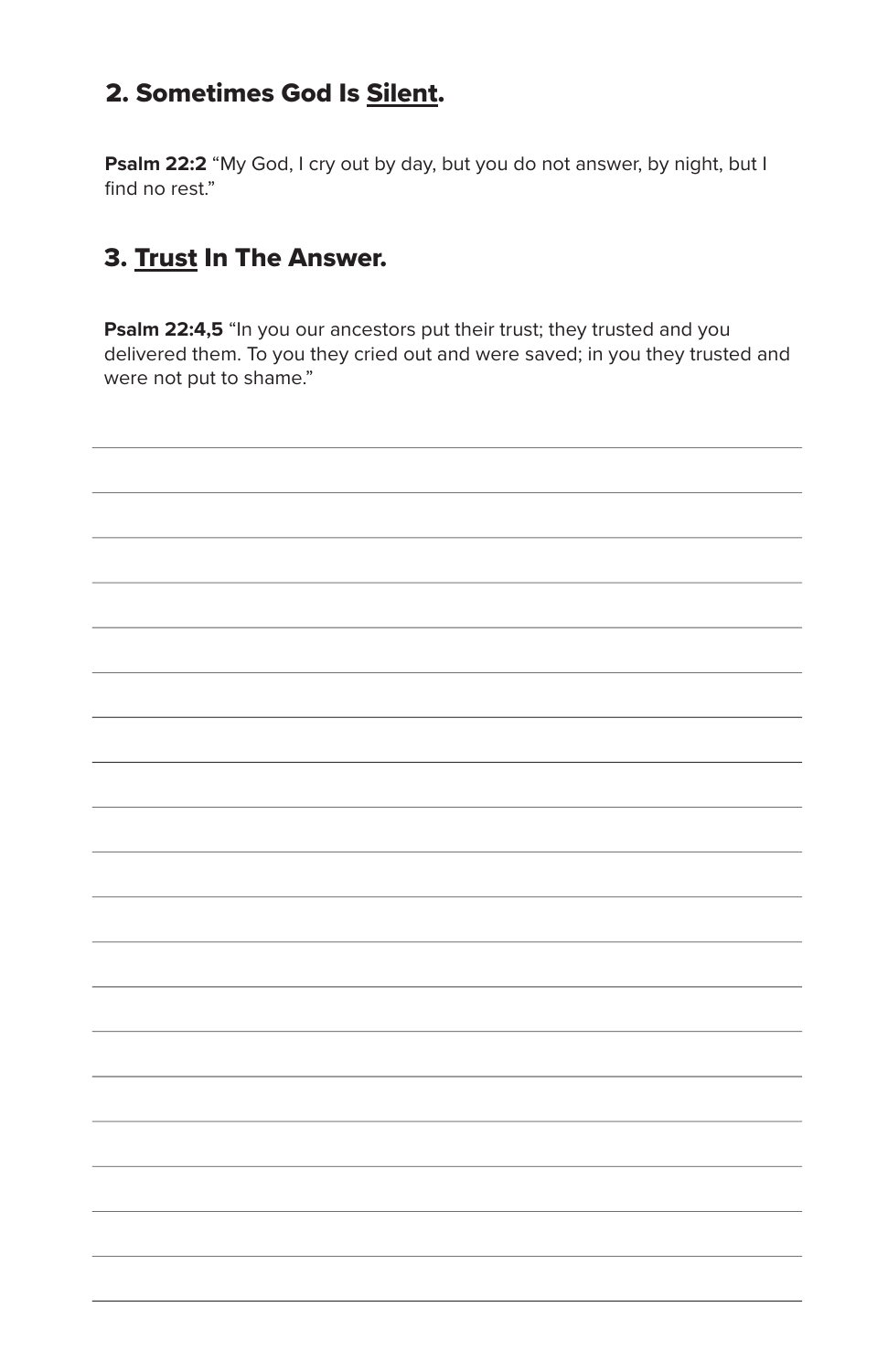## 2. Sometimes God Is <u>Silent</u>.

**Psalm 22:2** "My God, I cry out by day, but you do not answer, by night, but I find no rest."

## 3. <u>Trust</u> In The Answer.

**Psalm 22:4,5** "In you our ancestors put their trust; they trusted and you delivered them. To you they cried out and were saved; in you they trusted and were not put to shame."